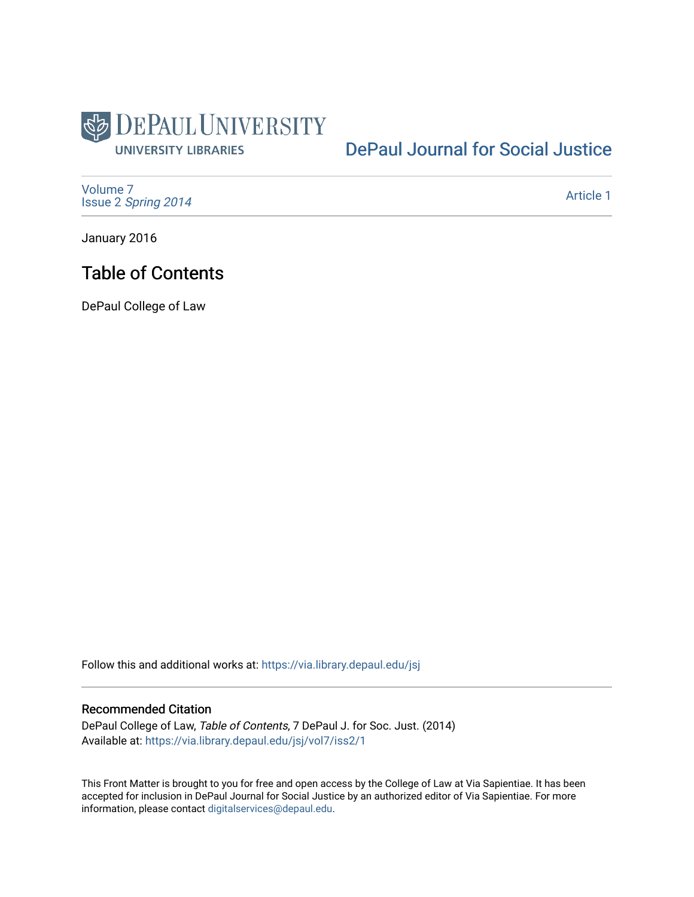DePaul University Libraries

DePaul Journal for Social Justice

Volume 7
Issue 2 *Spring 2014*

Article 1

January 2016

# Table of Contents

DePaul College of Law

Follow this and additional works at: https://via.library.depaul.edu/jsj

## Recommended Citation

DePaul College of Law, *Table of Contents*, 7 DePaul J. for Soc. Just. (2014)
Available at: https://via.library.depaul.edu/jsj/vol7/iss2/1

This Front Matter is brought to you for free and open access by the College of Law at Via Sapientiae. It has been accepted for inclusion in DePaul Journal for Social Justice by an authorized editor of Via Sapientiae. For more information, please contact digitalservices@depaul.edu.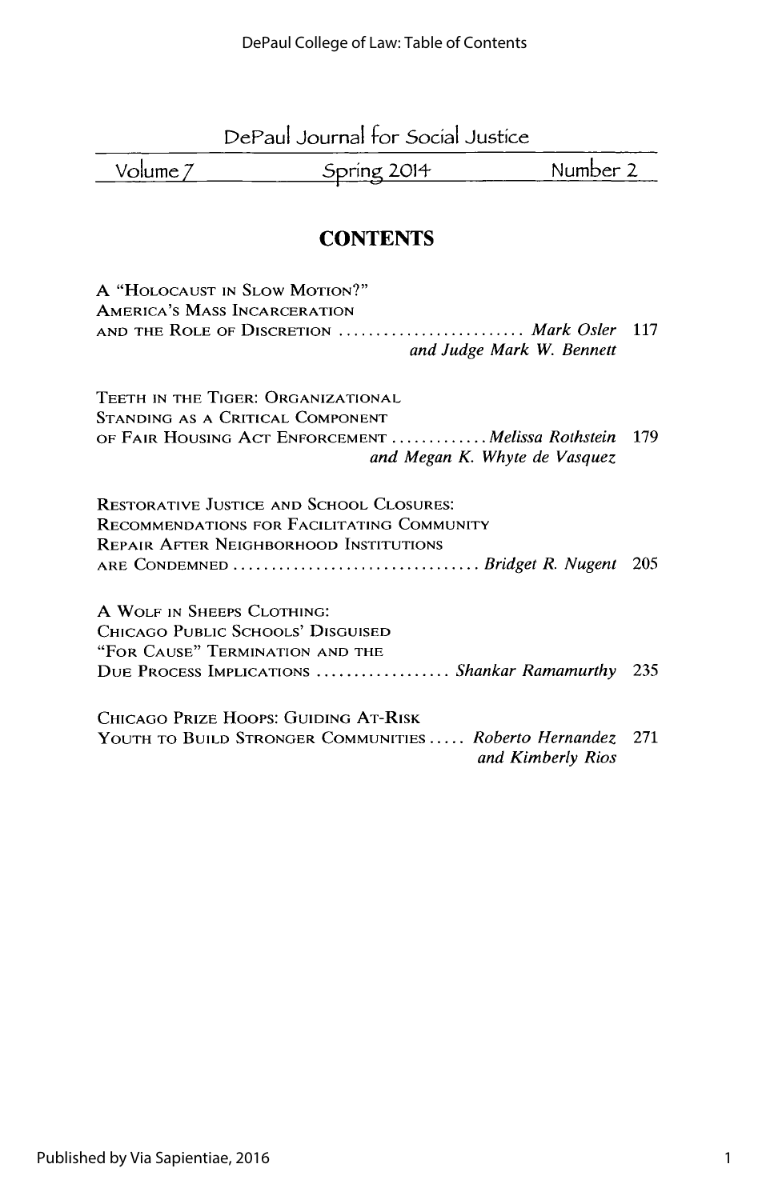DePaul Journal for Social Justice

Volume 7 | Spring 2014 | Number 2

## CONTENTS

A "Holocaust in Slow Motion?" America's Mass Incarceration and the Role of Discretion ......................... *Mark Osler and Judge Mark W. Bennett* 117

Teeth in the Tiger: Organizational Standing as a Critical Component of Fair Housing Act Enforcement ............ *Melissa Rothstein and Megan K. Whyte de Vasquez* 179

Restorative Justice and School Closures: Recommendations for Facilitating Community Repair After Neighborhood Institutions are Condemned ................................ *Bridget R. Nugent* 205

A Wolf in Sheeps Clothing: Chicago Public Schools' Disguised "For Cause" Termination and the Due Process Implications ................. *Shankar Ramamurthy* 235

Chicago Prize Hoops: Guiding At-Risk Youth to Build Stronger Communities ..... *Roberto Hernandez and Kimberly Rios* 271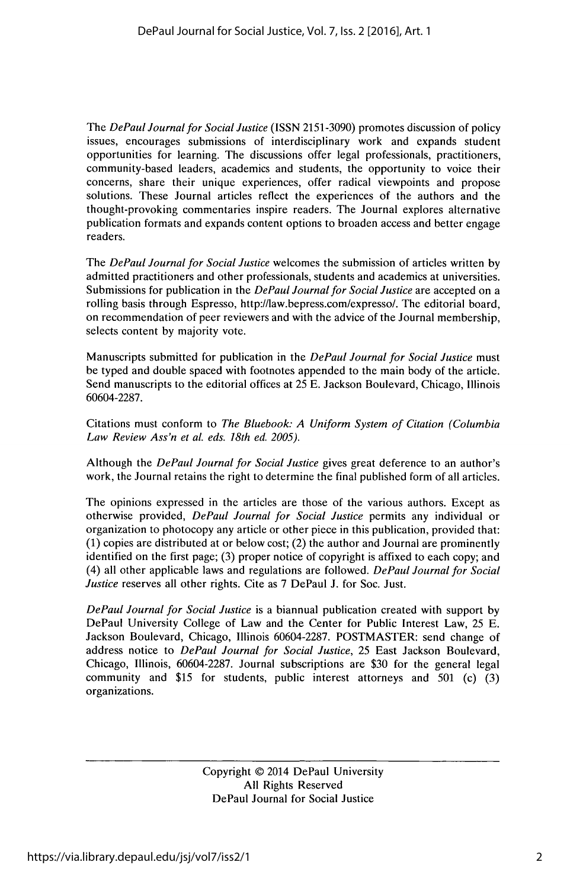The *DePaul Journal for Social Justice* (ISSN 2151-3090) promotes discussion of policy issues, encourages submissions of interdisciplinary work and expands student opportunities for learning. The discussions offer legal professionals, practitioners, community-based leaders, academics and students, the opportunity to voice their concerns, share their unique experiences, offer radical viewpoints and propose solutions. These Journal articles reflect the experiences of the authors and the thought-provoking commentaries inspire readers. The Journal explores alternative publication formats and expands content options to broaden access and better engage readers.

The *DePaul Journal for Social Justice* welcomes the submission of articles written by admitted practitioners and other professionals, students and academics at universities. Submissions for publication in the *DePaul Journal for Social Justice* are accepted on a rolling basis through Espresso, http://law.bepress.com/expresso/. The editorial board, on recommendation of peer reviewers and with the advice of the Journal membership, selects content by majority vote.

Manuscripts submitted for publication in the *DePaul Journal for Social Justice* must be typed and double spaced with footnotes appended to the main body of the article. Send manuscripts to the editorial offices at 25 E. Jackson Boulevard, Chicago, Illinois 60604-2287.

Citations must conform to *The Bluebook: A Uniform System of Citation (Columbia Law Review Ass'n et al. eds. 18th ed. 2005).*

Although the *DePaul Journal for Social Justice* gives great deference to an author's work, the Journal retains the right to determine the final published form of all articles.

The opinions expressed in the articles are those of the various authors. Except as otherwise provided, *DePaul Journal for Social Justice* permits any individual or organization to photocopy any article or other piece in this publication, provided that: (1) copies are distributed at or below cost; (2) the author and Journal are prominently identified on the first page; (3) proper notice of copyright is affixed to each copy; and (4) all other applicable laws and regulations are followed. *DePaul Journal for Social Justice* reserves all other rights. Cite as 7 DePaul J. for Soc. Just.

*DePaul Journal for Social Justice* is a biannual publication created with support by DePaul University College of Law and the Center for Public Interest Law, 25 E. Jackson Boulevard, Chicago, Illinois 60604-2287. POSTMASTER: send change of address notice to *DePaul Journal for Social Justice*, 25 East Jackson Boulevard, Chicago, Illinois, 60604-2287. Journal subscriptions are $30 for the general legal community and $15 for students, public interest attorneys and 501 (c) (3) organizations.

---

Copyright © 2014 DePaul University
All Rights Reserved
DePaul Journal for Social Justice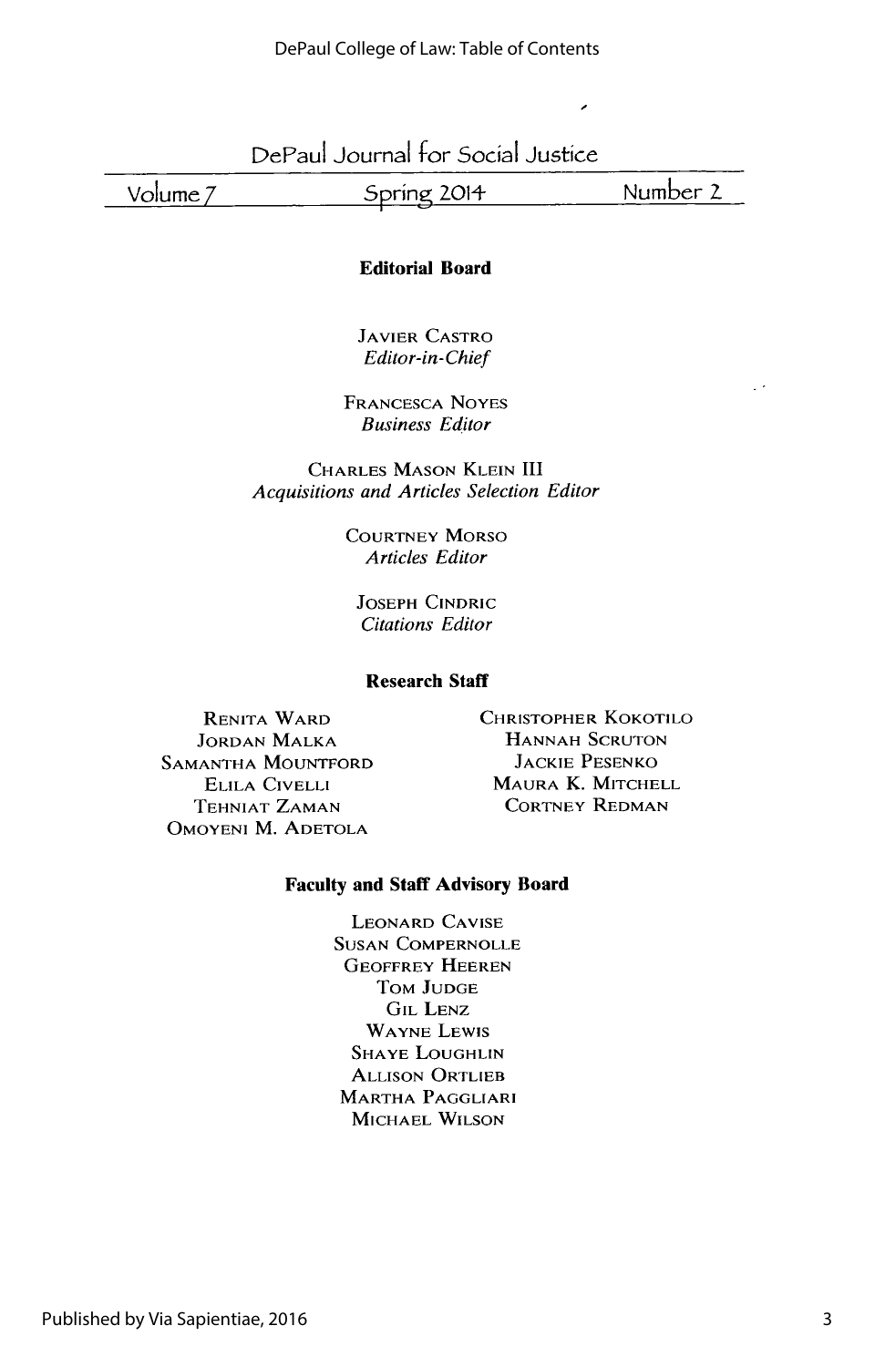# DePaul Journal for Social Justice

Volume 7 | Spring 2014 | Number 2

## Editorial Board

JAVIER CASTRO
*Editor-in-Chief*

FRANCESCA NOYES
*Business Editor*

CHARLES MASON KLEIN III
*Acquisitions and Articles Selection Editor*

COURTNEY MORSO
*Articles Editor*

JOSEPH CINDRIC
*Citations Editor*

## Research Staff

RENITA WARD
JORDAN MALKA
SAMANTHA MOUNTFORD
ELILA CIVELLI
TEHNIAT ZAMAN
OMOYENI M. ADETOLA
CHRISTOPHER KOKOTILO
HANNAH SCRUTON
JACKIE PESENKO
MAURA K. MITCHELL
CORTNEY REDMAN

## Faculty and Staff Advisory Board

LEONARD CAVISE
SUSAN COMPERNOLLE
GEOFFREY HEEREN
TOM JUDGE
GIL LENZ
WAYNE LEWIS
SHAYE LOUGHLIN
ALLISON ORTLIEB
MARTHA PAGGLIARI
MICHAEL WILSON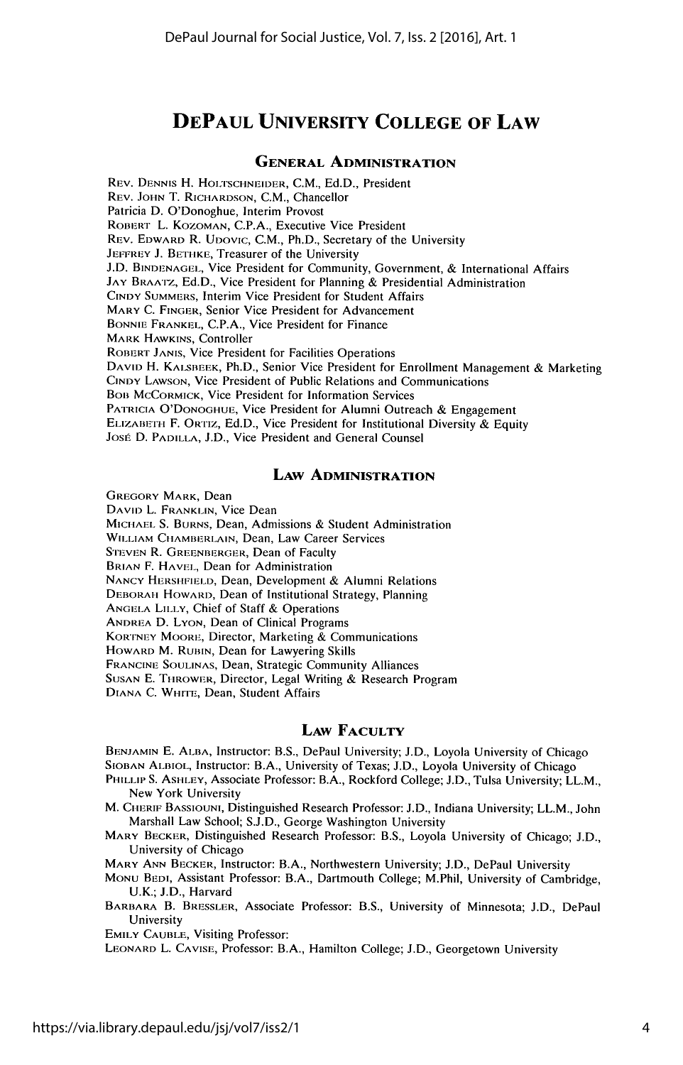# DePaul University College of Law

## General Administration

Rev. Dennis H. Holtschneider, C.M., Ed.D., President
Rev. John T. Richardson, C.M., Chancellor
Patricia D. O'Donoghue, Interim Provost
Robert L. Kozoman, C.P.A., Executive Vice President
Rev. Edward R. Udovic, C.M., Ph.D., Secretary of the University
Jeffrey J. Bethke, Treasurer of the University
J.D. Bindenagel, Vice President for Community, Government, & International Affairs
Jay Braatz, Ed.D., Vice President for Planning & Presidential Administration
Cindy Summers, Interim Vice President for Student Affairs
Mary C. Finger, Senior Vice President for Advancement
Bonnie Frankel, C.P.A., Vice President for Finance
Mark Hawkins, Controller
Robert Janis, Vice President for Facilities Operations
David H. Kalsbeek, Ph.D., Senior Vice President for Enrollment Management & Marketing
Cindy Lawson, Vice President of Public Relations and Communications
Bob McCormick, Vice President for Information Services
Patricia O'Donoghue, Vice President for Alumni Outreach & Engagement
Elizabeth F. Ortiz, Ed.D., Vice President for Institutional Diversity & Equity
José D. Padilla, J.D., Vice President and General Counsel

## Law Administration

Gregory Mark, Dean
David L. Franklin, Vice Dean
Michael S. Burns, Dean, Admissions & Student Administration
William Chamberlain, Dean, Law Career Services
Steven R. Greenberger, Dean of Faculty
Brian F. Havel, Dean for Administration
Nancy Hershfield, Dean, Development & Alumni Relations
Deborah Howard, Dean of Institutional Strategy, Planning
Angela Lilly, Chief of Staff & Operations
Andrea D. Lyon, Dean of Clinical Programs
Kortney Moore, Director, Marketing & Communications
Howard M. Rubin, Dean for Lawyering Skills
Francine Soulinas, Dean, Strategic Community Alliances
Susan E. Thrower, Director, Legal Writing & Research Program
Diana C. White, Dean, Student Affairs

## Law Faculty

Benjamin E. Alba, Instructor: B.S., DePaul University; J.D., Loyola University of Chicago
Sioban Albiol, Instructor: B.A., University of Texas; J.D., Loyola University of Chicago
Phillip S. Ashley, Associate Professor: B.A., Rockford College; J.D., Tulsa University; LL.M., New York University
M. Cherif Bassiouni, Distinguished Research Professor: J.D., Indiana University; LL.M., John Marshall Law School; S.J.D., George Washington University
Mary Becker, Distinguished Research Professor: B.S., Loyola University of Chicago; J.D., University of Chicago
Mary Ann Becker, Instructor: B.A., Northwestern University; J.D., DePaul University
Monu Bedi, Assistant Professor: B.A., Dartmouth College; M.Phil, University of Cambridge, U.K.; J.D., Harvard
Barbara B. Bressler, Associate Professor: B.S., University of Minnesota; J.D., DePaul University
Emily Cauble, Visiting Professor:
Leonard L. Cavise, Professor: B.A., Hamilton College; J.D., Georgetown University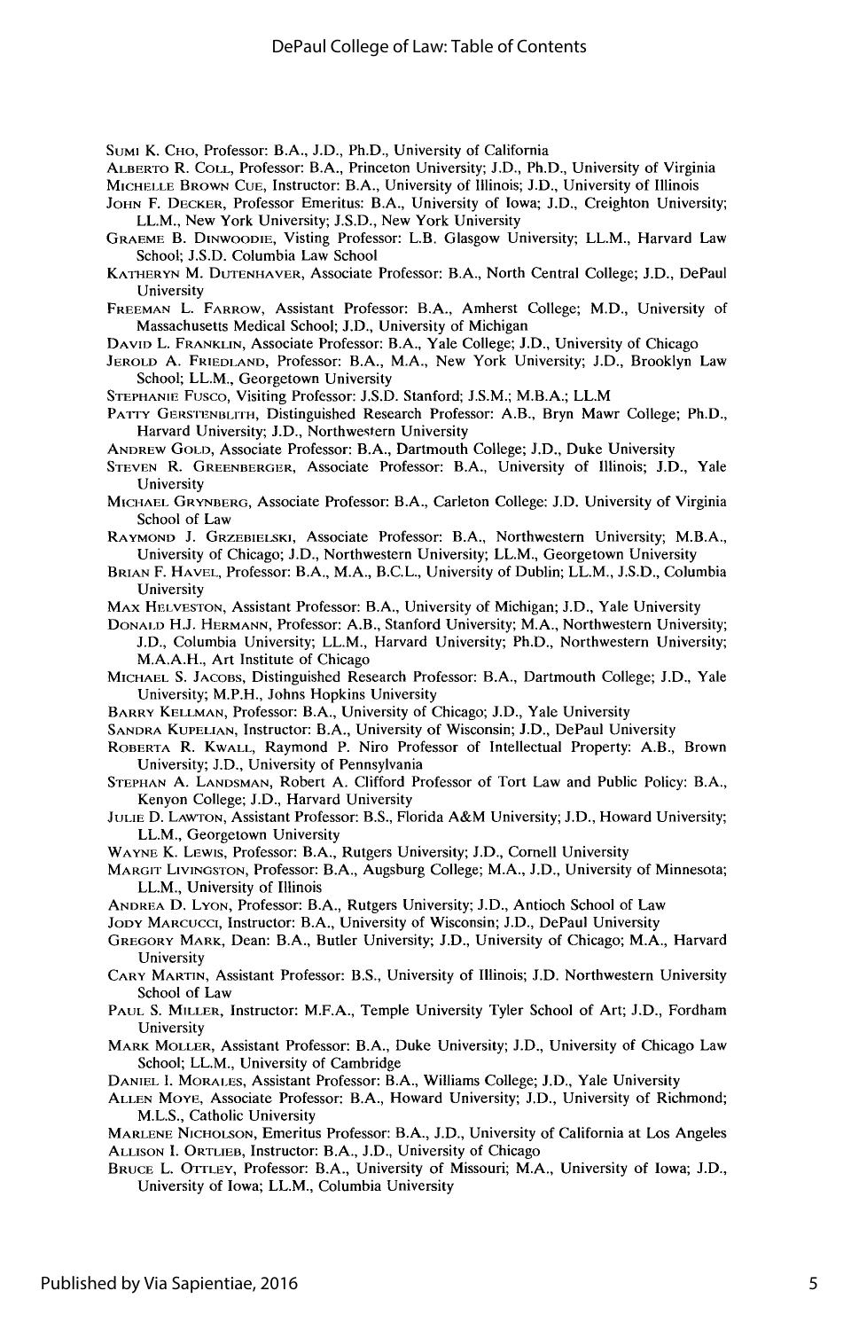Sumi K. Cho, Professor: B.A., J.D., Ph.D., University of California

Alberto R. Coll, Professor: B.A., Princeton University; J.D., Ph.D., University of Virginia

Michelle Brown Cue, Instructor: B.A., University of Illinois; J.D., University of Illinois

John F. Decker, Professor Emeritus: B.A., University of Iowa; J.D., Creighton University; LL.M., New York University; J.S.D., New York University

Graeme B. Dinwoodie, Visting Professor: L.B. Glasgow University; LL.M., Harvard Law School; J.S.D. Columbia Law School

Katheryn M. Dutenhaver, Associate Professor: B.A., North Central College; J.D., DePaul University

Freeman L. Farrow, Assistant Professor: B.A., Amherst College; M.D., University of Massachusetts Medical School; J.D., University of Michigan

David L. Franklin, Associate Professor: B.A., Yale College; J.D., University of Chicago

Jerold A. Friedland, Professor: B.A., M.A., New York University; J.D., Brooklyn Law School; LL.M., Georgetown University

Stephanie Fusco, Visiting Professor: J.S.D. Stanford; J.S.M.; M.B.A.; LL.M

Patty Gerstenblith, Distinguished Research Professor: A.B., Bryn Mawr College; Ph.D., Harvard University; J.D., Northwestern University

Andrew Gold, Associate Professor: B.A., Dartmouth College; J.D., Duke University

Steven R. Greenberger, Associate Professor: B.A., University of Illinois; J.D., Yale University

Michael Grynberg, Associate Professor: B.A., Carleton College: J.D. University of Virginia School of Law

Raymond J. Grzebielski, Associate Professor: B.A., Northwestern University; M.B.A., University of Chicago; J.D., Northwestern University; LL.M., Georgetown University

Brian F. Havel, Professor: B.A., M.A., B.C.L., University of Dublin; LL.M., J.S.D., Columbia University

Max Helveston, Assistant Professor: B.A., University of Michigan; J.D., Yale University

Donald H.J. Hermann, Professor: A.B., Stanford University; M.A., Northwestern University; J.D., Columbia University; LL.M., Harvard University; Ph.D., Northwestern University; M.A.A.H., Art Institute of Chicago

Michael S. Jacobs, Distinguished Research Professor: B.A., Dartmouth College; J.D., Yale University; M.P.H., Johns Hopkins University

Barry Kellman, Professor: B.A., University of Chicago; J.D., Yale University

Sandra Kupelian, Instructor: B.A., University of Wisconsin; J.D., DePaul University

Roberta R. Kwall, Raymond P. Niro Professor of Intellectual Property: A.B., Brown University; J.D., University of Pennsylvania

Stephan A. Landsman, Robert A. Clifford Professor of Tort Law and Public Policy: B.A., Kenyon College; J.D., Harvard University

Julie D. Lawton, Assistant Professor: B.S., Florida A&M University; J.D., Howard University; LL.M., Georgetown University

Wayne K. Lewis, Professor: B.A., Rutgers University; J.D., Cornell University

Margit Livingston, Professor: B.A., Augsburg College; M.A., J.D., University of Minnesota; LL.M., University of Illinois

Andrea D. Lyon, Professor: B.A., Rutgers University; J.D., Antioch School of Law

Jody Marcucci, Instructor: B.A., University of Wisconsin; J.D., DePaul University

Gregory Mark, Dean: B.A., Butler University; J.D., University of Chicago; M.A., Harvard University

Cary Martin, Assistant Professor: B.S., University of Illinois; J.D. Northwestern University School of Law

Paul S. Miller, Instructor: M.F.A., Temple University Tyler School of Art; J.D., Fordham University

Mark Moller, Assistant Professor: B.A., Duke University; J.D., University of Chicago Law School; LL.M., University of Cambridge

Daniel I. Morales, Assistant Professor: B.A., Williams College; J.D., Yale University

Allen Moye, Associate Professor: B.A., Howard University; J.D., University of Richmond; M.L.S., Catholic University

Marlene Nicholson, Emeritus Professor: B.A., J.D., University of California at Los Angeles

Allison I. Ortlieb, Instructor: B.A., J.D., University of Chicago

Bruce L. Ottley, Professor: B.A., University of Missouri; M.A., University of Iowa; J.D., University of Iowa; LL.M., Columbia University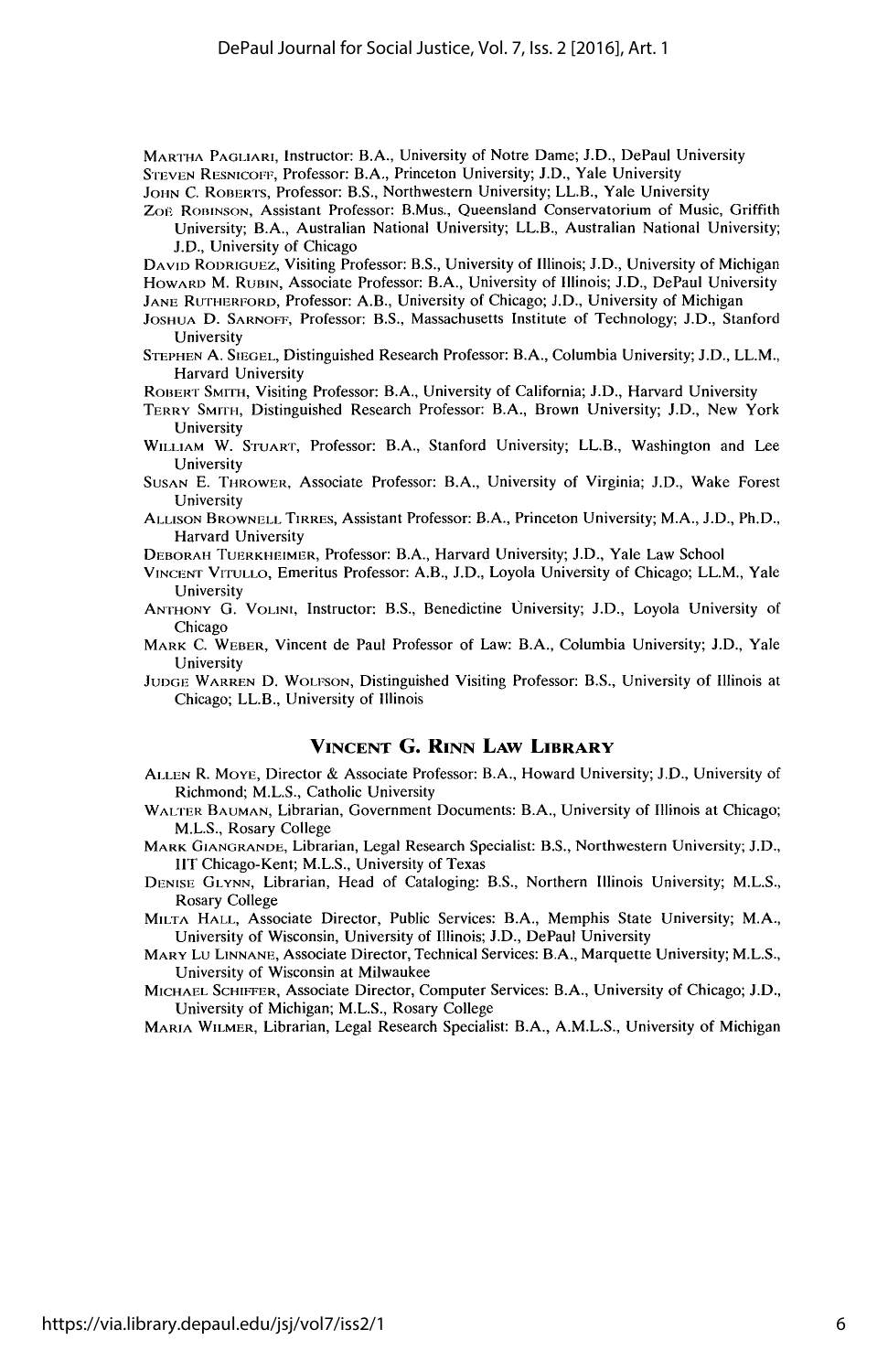Martha Pagliari, Instructor: B.A., University of Notre Dame; J.D., DePaul University

Steven Resnicoff, Professor: B.A., Princeton University; J.D., Yale University

John C. Roberts, Professor: B.S., Northwestern University; LL.B., Yale University

Zoë Robinson, Assistant Professor: B.Mus., Queensland Conservatorium of Music, Griffith University; B.A., Australian National University; LL.B., Australian National University; J.D., University of Chicago

David Rodriguez, Visiting Professor: B.S., University of Illinois; J.D., University of Michigan

Howard M. Rubin, Associate Professor: B.A., University of Illinois; J.D., DePaul University

Jane Rutherford, Professor: A.B., University of Chicago; J.D., University of Michigan

Joshua D. Sarnoff, Professor: B.S., Massachusetts Institute of Technology; J.D., Stanford University

Stephen A. Siegel, Distinguished Research Professor: B.A., Columbia University; J.D., LL.M., Harvard University

Robert Smith, Visiting Professor: B.A., University of California; J.D., Harvard University

Terry Smith, Distinguished Research Professor: B.A., Brown University; J.D., New York University

William W. Stuart, Professor: B.A., Stanford University; LL.B., Washington and Lee University

Susan E. Thrower, Associate Professor: B.A., University of Virginia; J.D., Wake Forest University

Allison Brownell Tirres, Assistant Professor: B.A., Princeton University; M.A., J.D., Ph.D., Harvard University

Deborah Tuerkheimer, Professor: B.A., Harvard University; J.D., Yale Law School

Vincent Vitullo, Emeritus Professor: A.B., J.D., Loyola University of Chicago; LL.M., Yale University

Anthony G. Volini, Instructor: B.S., Benedictine University; J.D., Loyola University of Chicago

Mark C. Weber, Vincent de Paul Professor of Law: B.A., Columbia University; J.D., Yale University

Judge Warren D. Wolfson, Distinguished Visiting Professor: B.S., University of Illinois at Chicago; LL.B., University of Illinois

## Vincent G. Rinn Law Library

Allen R. Moye, Director & Associate Professor: B.A., Howard University; J.D., University of Richmond; M.L.S., Catholic University

Walter Bauman, Librarian, Government Documents: B.A., University of Illinois at Chicago; M.L.S., Rosary College

Mark Giangrande, Librarian, Legal Research Specialist: B.S., Northwestern University; J.D., IIT Chicago-Kent; M.L.S., University of Texas

Denise Glynn, Librarian, Head of Cataloging: B.S., Northern Illinois University; M.L.S., Rosary College

Milta Hall, Associate Director, Public Services: B.A., Memphis State University; M.A., University of Wisconsin, University of Illinois; J.D., DePaul University

Mary Lu Linnane, Associate Director, Technical Services: B.A., Marquette University; M.L.S., University of Wisconsin at Milwaukee

Michael Schiffer, Associate Director, Computer Services: B.A., University of Chicago; J.D., University of Michigan; M.L.S., Rosary College

Maria Wilmer, Librarian, Legal Research Specialist: B.A., A.M.L.S., University of Michigan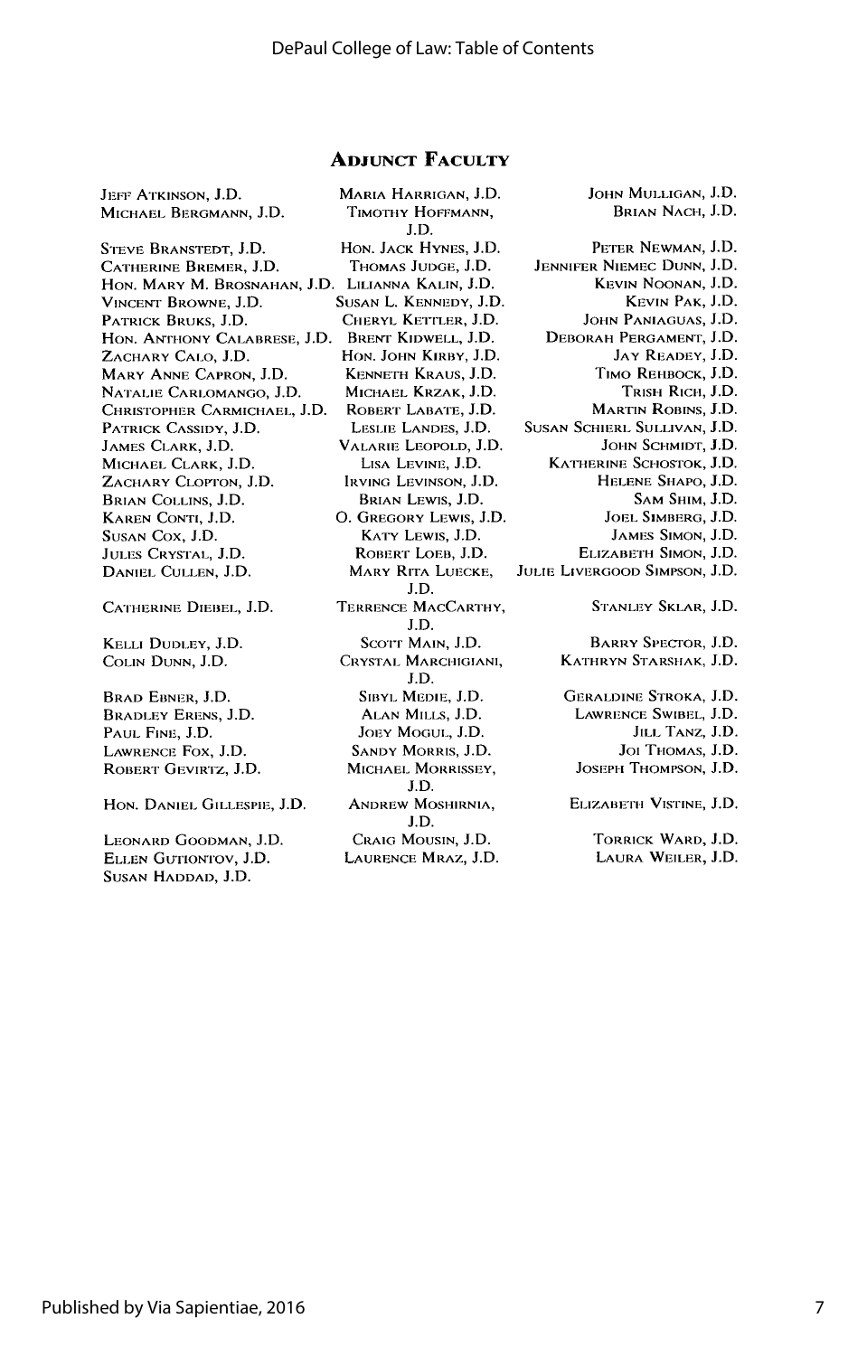## Adjunct Faculty

Jeff Atkinson, J.D.
Michael Bergmann, J.D.
Steve Branstedt, J.D.
Catherine Bremer, J.D.
Hon. Mary M. Brosnahan, J.D.
Vincent Browne, J.D.
Patrick Bruks, J.D.
Hon. Anthony Calabrese, J.D.
Zachary Calo, J.D.
Mary Anne Capron, J.D.
Natalie Carlomango, J.D.
Christopher Carmichael, J.D.
Patrick Cassidy, J.D.
James Clark, J.D.
Michael Clark, J.D.
Zachary Clopton, J.D.
Brian Collins, J.D.
Karen Conti, J.D.
Susan Cox, J.D.
Jules Crystal, J.D.
Daniel Cullen, J.D.
Catherine Diebel, J.D.
Kelli Dudley, J.D.
Colin Dunn, J.D.
Brad Ebner, J.D.
Bradley Erens, J.D.
Paul Fine, J.D.
Lawrence Fox, J.D.
Robert Gevirtz, J.D.
Hon. Daniel Gillespie, J.D.
Leonard Goodman, J.D.
Ellen Gutiontov, J.D.
Susan Haddad, J.D.
Maria Harrigan, J.D.
Timothy Hoffmann, J.D.
Hon. Jack Hynes, J.D.
Thomas Judge, J.D.
Lilianna Kalin, J.D.
Susan L. Kennedy, J.D.
Cheryl Kettler, J.D.
Brent Kidwell, J.D.
Hon. John Kirby, J.D.
Kenneth Kraus, J.D.
Michael Krzak, J.D.
Robert Labate, J.D.
Leslie Landes, J.D.
Valarie Leopold, J.D.
Lisa Levine, J.D.
Irving Levinson, J.D.
Brian Lewis, J.D.
O. Gregory Lewis, J.D.
Katy Lewis, J.D.
Robert Loeb, J.D.
Mary Rita Luecke, J.D.
Terrence MacCarthy, J.D.
Scott Main, J.D.
Crystal Marchigiani, J.D.
Sibyl Medie, J.D.
Alan Mills, J.D.
Joey Mogul, J.D.
Sandy Morris, J.D.
Michael Morrissey, J.D.
Andrew Moshirnia, J.D.
Craig Mousin, J.D.
Laurence Mraz, J.D.
John Mulligan, J.D.
Brian Nach, J.D.
Peter Newman, J.D.
Jennifer Niemec Dunn, J.D.
Kevin Noonan, J.D.
Kevin Pak, J.D.
John Paniaguas, J.D.
Deborah Pergament, J.D.
Jay Readey, J.D.
Timo Rehbock, J.D.
Trish Rich, J.D.
Martin Robins, J.D.
Susan Schierl Sullivan, J.D.
John Schmidt, J.D.
Katherine Schostok, J.D.
Helene Shapo, J.D.
Sam Shim, J.D.
Joel Simberg, J.D.
James Simon, J.D.
Elizabeth Simon, J.D.
Julie Livergood Simpson, J.D.
Stanley Sklar, J.D.
Barry Spector, J.D.
Kathryn Starshak, J.D.
Geraldine Stroka, J.D.
Lawrence Swibel, J.D.
Jill Tanz, J.D.
Joi Thomas, J.D.
Joseph Thompson, J.D.
Elizabeth Vistine, J.D.
Torrick Ward, J.D.
Laura Weiler, J.D.